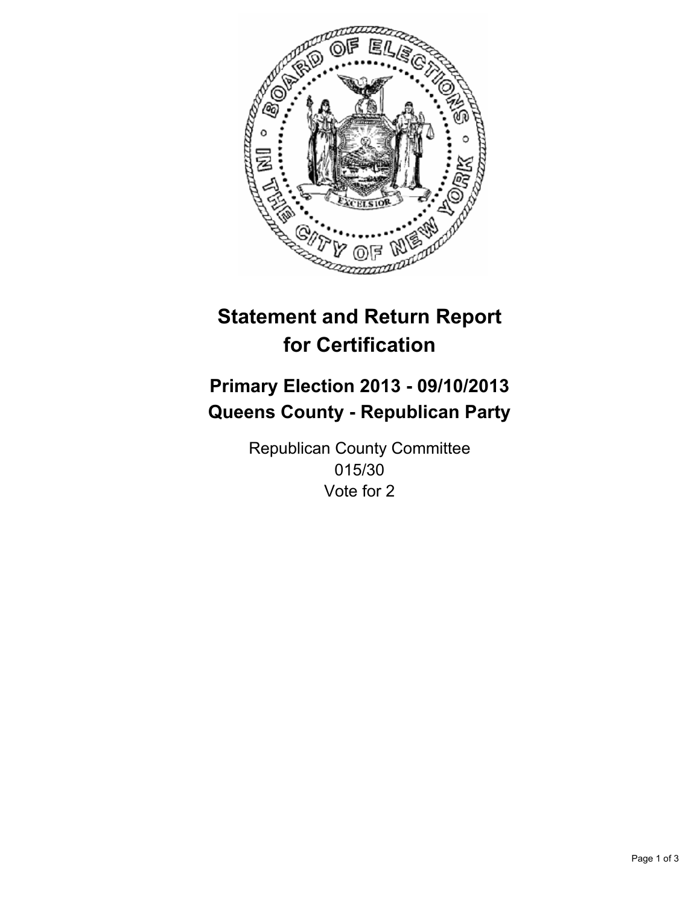# Statement and Return Report for Certification

## Primary Election 2013 - 09/10/2013
## Queens County - Republican Party

Republican County Committee
015/30
Vote for 2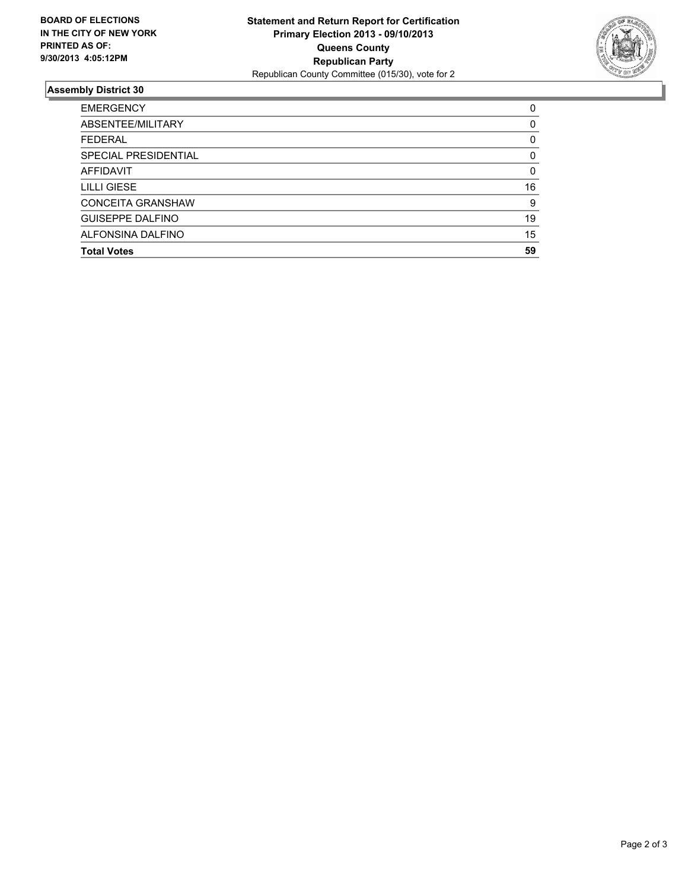**BOARD OF ELECTIONS IN THE CITY OF NEW YORK PRINTED AS OF: 9/30/2013 4:05:12PM**

**Statement and Return Report for Certification**
**Primary Election 2013 - 09/10/2013**
**Queens County**
**Republican Party**
Republican County Committee (015/30), vote for 2

## Assembly District 30

| | |
|---|---|
| EMERGENCY | 0 |
| ABSENTEE/MILITARY | 0 |
| FEDERAL | 0 |
| SPECIAL PRESIDENTIAL | 0 |
| AFFIDAVIT | 0 |
| LILLI GIESE | 16 |
| CONCEITA GRANSHAW | 9 |
| GUISEPPE DALFINO | 19 |
| ALFONSINA DALFINO | 15 |
| **Total Votes** | **59** |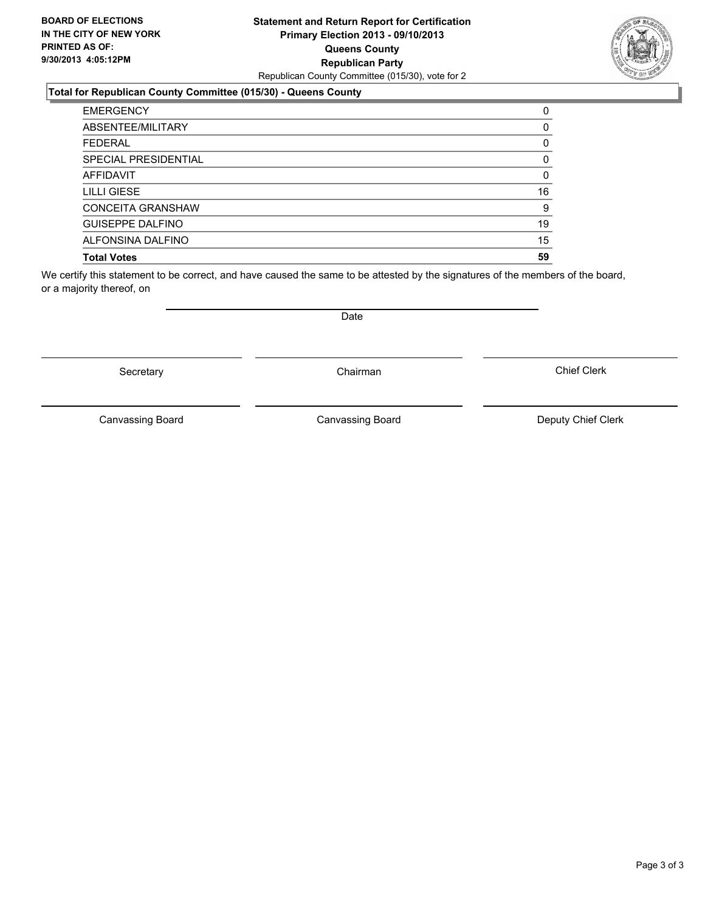**BOARD OF ELECTIONS**
**IN THE CITY OF NEW YORK**
**PRINTED AS OF:**
**9/30/2013 4:05:12PM**

**Statement and Return Report for Certification**
**Primary Election 2013 - 09/10/2013**
**Queens County**
**Republican Party**
Republican County Committee (015/30), vote for 2

### Total for Republican County Committee (015/30) - Queens County

| | |
|---|---|
| EMERGENCY | 0 |
| ABSENTEE/MILITARY | 0 |
| FEDERAL | 0 |
| SPECIAL PRESIDENTIAL | 0 |
| AFFIDAVIT | 0 |
| LILLI GIESE | 16 |
| CONCEITA GRANSHAW | 9 |
| GUISEPPE DALFINO | 19 |
| ALFONSINA DALFINO | 15 |
| **Total Votes** | **59** |

We certify this statement to be correct, and have caused the same to be attested by the signatures of the members of the board, or a majority thereof, on

Date

Secretary | Chairman | Chief Clerk

Canvassing Board | Canvassing Board | Deputy Chief Clerk